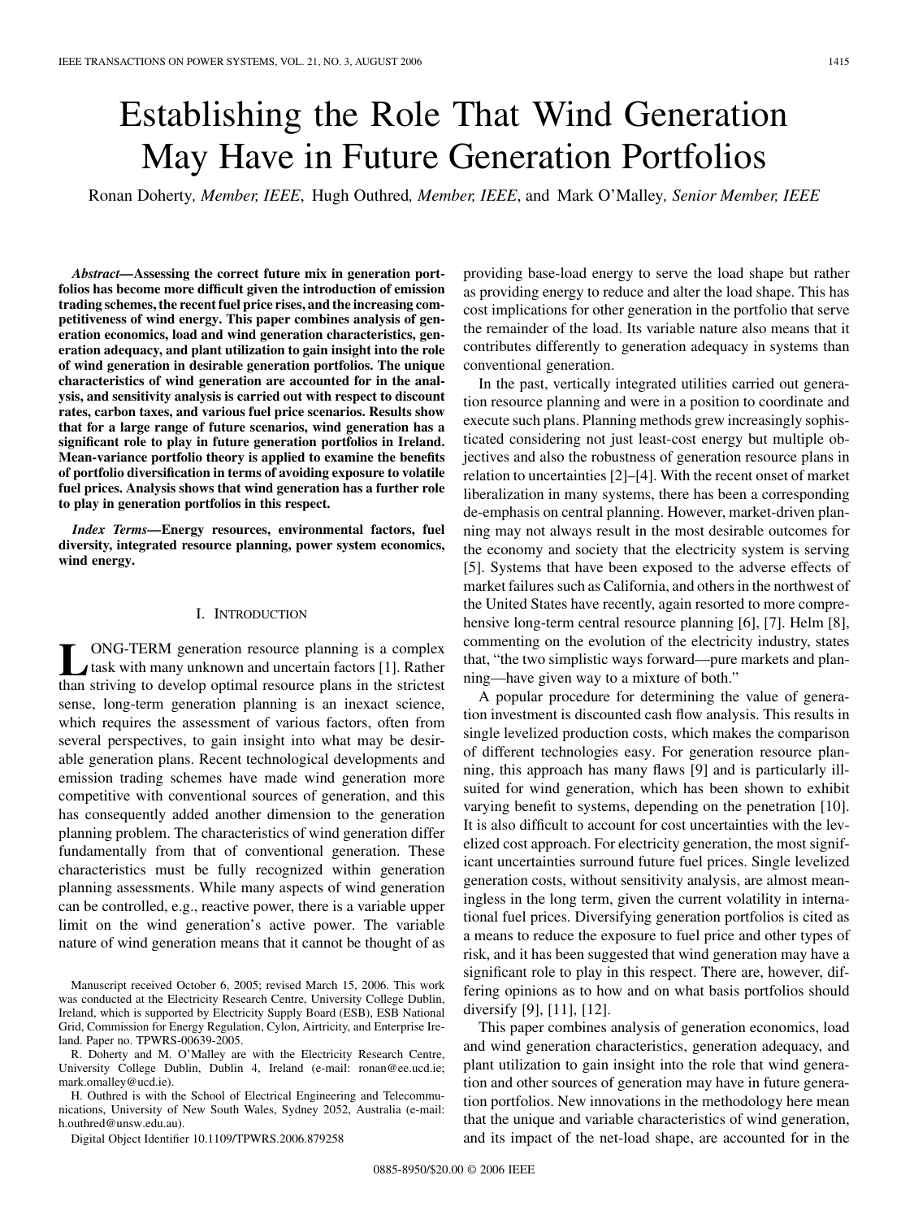# Establishing the Role That Wind Generation May Have in Future Generation Portfolios

Ronan Doherty, *Member, IEEE*, Hugh Outhred, *Member, IEEE*, and Mark O'Malley, *Senior Member, IEEE*

***Abstract*—Assessing the correct future mix in generation portfolios has become more difficult given the introduction of emission trading schemes, the recent fuel price rises, and the increasing competitiveness of wind energy. This paper combines analysis of generation economics, load and wind generation characteristics, generation adequacy, and plant utilization to gain insight into the role of wind generation in desirable generation portfolios. The unique characteristics of wind generation are accounted for in the analysis, and sensitivity analysis is carried out with respect to discount rates, carbon taxes, and various fuel price scenarios. Results show that for a large range of future scenarios, wind generation has a significant role to play in future generation portfolios in Ireland. Mean-variance portfolio theory is applied to examine the benefits of portfolio diversification in terms of avoiding exposure to volatile fuel prices. Analysis shows that wind generation has a further role to play in generation portfolios in this respect.**

***Index Terms*—Energy resources, environmental factors, fuel diversity, integrated resource planning, power system economics, wind energy.**

## I. Introduction

LONG-TERM generation resource planning is a complex task with many unknown and uncertain factors [1]. Rather than striving to develop optimal resource plans in the strictest sense, long-term generation planning is an inexact science, which requires the assessment of various factors, often from several perspectives, to gain insight into what may be desirable generation plans. Recent technological developments and emission trading schemes have made wind generation more competitive with conventional sources of generation, and this has consequently added another dimension to the generation planning problem. The characteristics of wind generation differ fundamentally from that of conventional generation. These characteristics must be fully recognized within generation planning assessments. While many aspects of wind generation can be controlled, e.g., reactive power, there is a variable upper limit on the wind generation's active power. The variable nature of wind generation means that it cannot be thought of as providing base-load energy to serve the load shape but rather as providing energy to reduce and alter the load shape. This has cost implications for other generation in the portfolio that serve the remainder of the load. Its variable nature also means that it contributes differently to generation adequacy in systems than conventional generation.

In the past, vertically integrated utilities carried out generation resource planning and were in a position to coordinate and execute such plans. Planning methods grew increasingly sophisticated considering not just least-cost energy but multiple objectives and also the robustness of generation resource plans in relation to uncertainties [2]–[4]. With the recent onset of market liberalization in many systems, there has been a corresponding de-emphasis on central planning. However, market-driven planning may not always result in the most desirable outcomes for the economy and society that the electricity system is serving [5]. Systems that have been exposed to the adverse effects of market failures such as California, and others in the northwest of the United States have recently, again resorted to more comprehensive long-term central resource planning [6], [7]. Helm [8], commenting on the evolution of the electricity industry, states that, "the two simplistic ways forward—pure markets and planning—have given way to a mixture of both."

A popular procedure for determining the value of generation investment is discounted cash flow analysis. This results in single levelized production costs, which makes the comparison of different technologies easy. For generation resource planning, this approach has many flaws [9] and is particularly ill-suited for wind generation, which has been shown to exhibit varying benefit to systems, depending on the penetration [10]. It is also difficult to account for cost uncertainties with the levelized cost approach. For electricity generation, the most significant uncertainties surround future fuel prices. Single levelized generation costs, without sensitivity analysis, are almost meaningless in the long term, given the current volatility in international fuel prices. Diversifying generation portfolios is cited as a means to reduce the exposure to fuel price and other types of risk, and it has been suggested that wind generation may have a significant role to play in this respect. There are, however, differing opinions as to how and on what basis portfolios should diversify [9], [11], [12].

This paper combines analysis of generation economics, load and wind generation characteristics, generation adequacy, and plant utilization to gain insight into the role that wind generation and other sources of generation may have in future generation portfolios. New innovations in the methodology here mean that the unique and variable characteristics of wind generation, and its impact of the net-load shape, are accounted for in the

Manuscript received October 6, 2005; revised March 15, 2006. This work was conducted at the Electricity Research Centre, University College Dublin, Ireland, which is supported by Electricity Supply Board (ESB), ESB National Grid, Commission for Energy Regulation, Cylon, Airtricity, and Enterprise Ireland. Paper no. TPWRS-00639-2005.

R. Doherty and M. O'Malley are with the Electricity Research Centre, University College Dublin, Dublin 4, Ireland (e-mail: ronan@ee.ucd.ie; mark.omalley@ucd.ie).

H. Outhred is with the School of Electrical Engineering and Telecommunications, University of New South Wales, Sydney 2052, Australia (e-mail: h.outhred@unsw.edu.au).

Digital Object Identifier 10.1109/TPWRS.2006.879258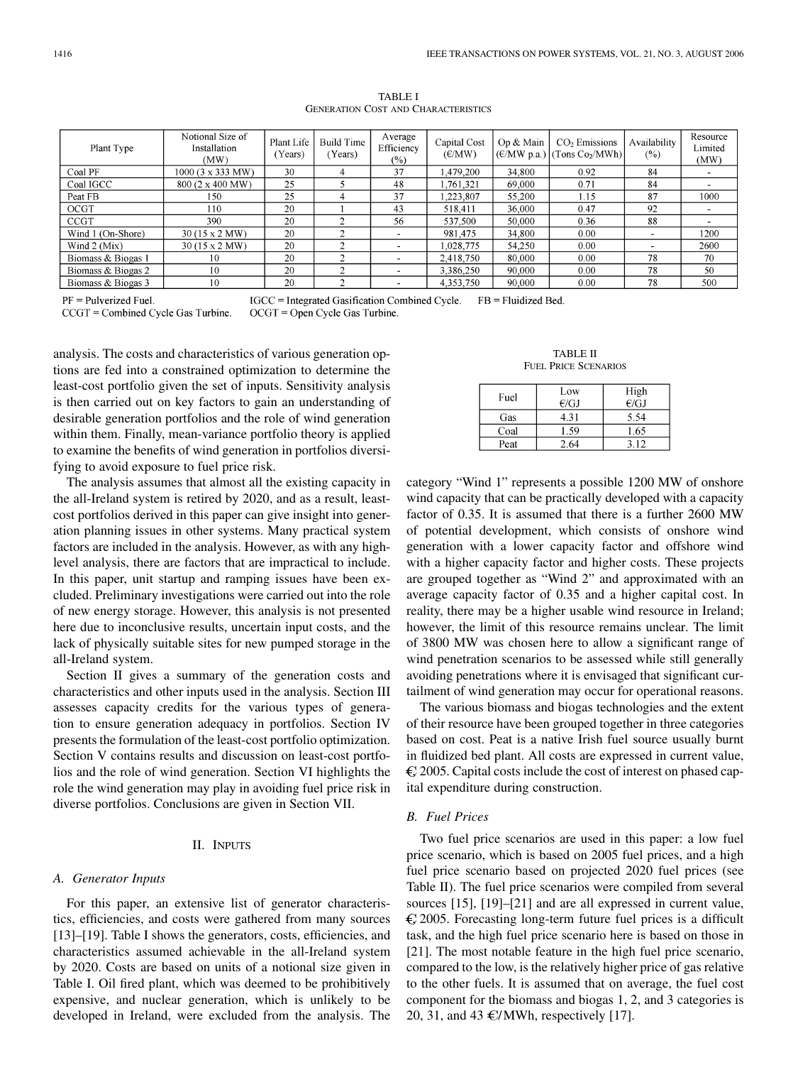TABLE I
GENERATION COST AND CHARACTERISTICS

| Plant Type | Notional Size of Installation (MW) | Plant Life (Years) | Build Time (Years) | Average Efficiency (%) | Capital Cost (€/MW) | Op & Main (€/MW p.a.) | $CO_2$ Emissions (Tons $Co_2$/MWh) | Availability (%) | Resource Limited (MW) |
|---|---|---|---|---|---|---|---|---|---|
| Coal PF | 1000 (3 x 333 MW) | 30 | 4 | 37 | 1,479,200 | 34,800 | 0.92 | 84 | - |
| Coal IGCC | 800 (2 x 400 MW) | 25 | 5 | 48 | 1,761,321 | 69,000 | 0.71 | 84 | - |
| Peat FB | 150 | 25 | 4 | 37 | 1,223,807 | 55,200 | 1.15 | 87 | 1000 |
| OCGT | 110 | 20 | 1 | 43 | 518,411 | 36,000 | 0.47 | 92 | - |
| CCGT | 390 | 20 | 2 | 56 | 537,500 | 50,000 | 0.36 | 88 | - |
| Wind 1 (On-Shore) | 30 (15 x 2 MW) | 20 | 2 | - | 981,475 | 34,800 | 0.00 | - | 1200 |
| Wind 2 (Mix) | 30 (15 x 2 MW) | 20 | 2 | - | 1,028,775 | 54,250 | 0.00 | - | 2600 |
| Biomass & Biogas 1 | 10 | 20 | 2 | - | 2,418,750 | 80,000 | 0.00 | 78 | 70 |
| Biomass & Biogas 2 | 10 | 20 | 2 | - | 3,386,250 | 90,000 | 0.00 | 78 | 50 |
| Biomass & Biogas 3 | 10 | 20 | 2 | - | 4,353,750 | 90,000 | 0.00 | 78 | 500 |

PF = Pulverized Fuel. IGCC = Integrated Gasification Combined Cycle. FB = Fluidized Bed.
CCGT = Combined Cycle Gas Turbine. OCGT = Open Cycle Gas Turbine.

analysis. The costs and characteristics of various generation options are fed into a constrained optimization to determine the least-cost portfolio given the set of inputs. Sensitivity analysis is then carried out on key factors to gain an understanding of desirable generation portfolios and the role of wind generation within them. Finally, mean-variance portfolio theory is applied to examine the benefits of wind generation in portfolios diversifying to avoid exposure to fuel price risk.

The analysis assumes that almost all the existing capacity in the all-Ireland system is retired by 2020, and as a result, least-cost portfolios derived in this paper can give insight into generation planning issues in other systems. Many practical system factors are included in the analysis. However, as with any high-level analysis, there are factors that are impractical to include. In this paper, unit startup and ramping issues have been excluded. Preliminary investigations were carried out into the role of new energy storage. However, this analysis is not presented here due to inconclusive results, uncertain input costs, and the lack of physically suitable sites for new pumped storage in the all-Ireland system.

Section II gives a summary of the generation costs and characteristics and other inputs used in the analysis. Section III assesses capacity credits for the various types of generation to ensure generation adequacy in portfolios. Section IV presents the formulation of the least-cost portfolio optimization. Section V contains results and discussion on least-cost portfolios and the role of wind generation. Section VI highlights the role the wind generation may play in avoiding fuel price risk in diverse portfolios. Conclusions are given in Section VII.

## II. INPUTS

### A. Generator Inputs

For this paper, an extensive list of generator characteristics, efficiencies, and costs were gathered from many sources [13]–[19]. Table I shows the generators, costs, efficiencies, and characteristics assumed achievable in the all-Ireland system by 2020. Costs are based on units of a notional size given in Table I. Oil fired plant, which was deemed to be prohibitively expensive, and nuclear generation, which is unlikely to be developed in Ireland, were excluded from the analysis. The category "Wind 1" represents a possible 1200 MW of onshore wind capacity that can be practically developed with a capacity factor of 0.35. It is assumed that there is a further 2600 MW of potential development, which consists of onshore wind generation with a lower capacity factor and offshore wind with a higher capacity factor and higher costs. These projects are grouped together as "Wind 2" and approximated with an average capacity factor of 0.35 and a higher capital cost. In reality, there may be a higher usable wind resource in Ireland; however, the limit of this resource remains unclear. The limit of 3800 MW was chosen here to allow a significant range of wind penetration scenarios to be assessed while still generally avoiding penetrations where it is envisaged that significant curtailment of wind generation may occur for operational reasons.

The various biomass and biogas technologies and the extent of their resource have been grouped together in three categories based on cost. Peat is a native Irish fuel source usually burnt in fluidized bed plant. All costs are expressed in current value, € 2005. Capital costs include the cost of interest on phased capital expenditure during construction.

TABLE II
FUEL PRICE SCENARIOS

| Fuel | Low €/GJ | High €/GJ |
|---|---|---|
| Gas | 4.31 | 5.54 |
| Coal | 1.59 | 1.65 |
| Peat | 2.64 | 3.12 |

### B. Fuel Prices

Two fuel price scenarios are used in this paper: a low fuel price scenario, which is based on 2005 fuel prices, and a high fuel price scenario based on projected 2020 fuel prices (see Table II). The fuel price scenarios were compiled from several sources [15], [19]–[21] and are all expressed in current value, € 2005. Forecasting long-term future fuel prices is a difficult task, and the high fuel price scenario here is based on those in [21]. The most notable feature in the high fuel price scenario, compared to the low, is the relatively higher price of gas relative to the other fuels. It is assumed that on average, the fuel cost component for the biomass and biogas 1, 2, and 3 categories is 20, 31, and 43 €/MWh, respectively [17].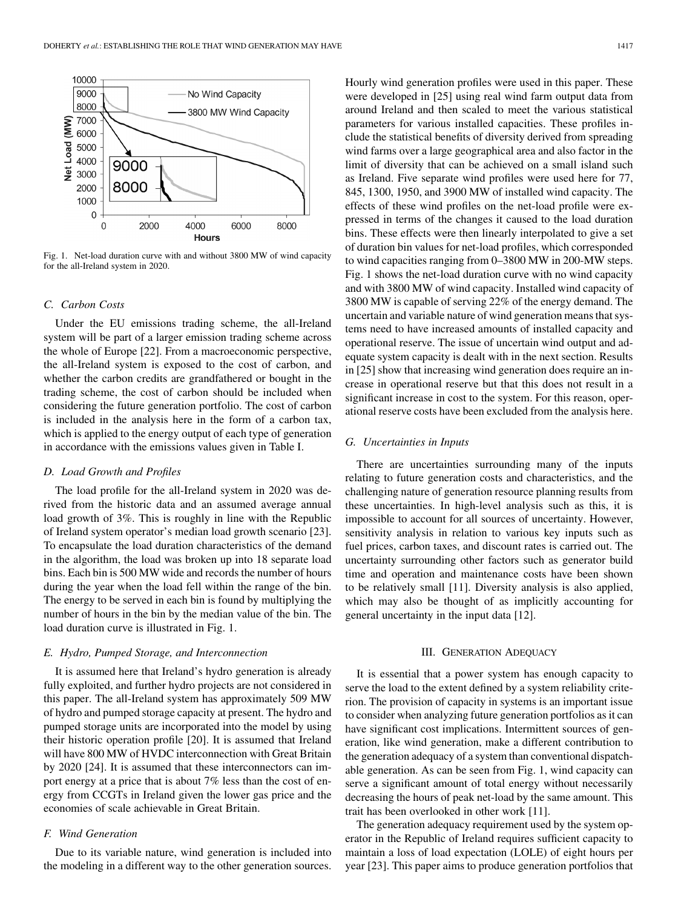10000
9000
8000
7000
6000
5000
4000
3000
2000
1000
0
Net Load (MW)
0 2000 4000 6000 8000
Hours
No Wind Capacity
3800 MW Wind Capacity
9000
8000

Fig. 1. Net-load duration curve with and without 3800 MW of wind capacity for the all-Ireland system in 2020.

### C. Carbon Costs

Under the EU emissions trading scheme, the all-Ireland system will be part of a larger emission trading scheme across the whole of Europe [22]. From a macroeconomic perspective, the all-Ireland system is exposed to the cost of carbon, and whether the carbon credits are grandfathered or bought in the trading scheme, the cost of carbon should be included when considering the future generation portfolio. The cost of carbon is included in the analysis here in the form of a carbon tax, which is applied to the energy output of each type of generation in accordance with the emissions values given in Table I.

### D. Load Growth and Profiles

The load profile for the all-Ireland system in 2020 was derived from the historic data and an assumed average annual load growth of 3%. This is roughly in line with the Republic of Ireland system operator's median load growth scenario [23]. To encapsulate the load duration characteristics of the demand in the algorithm, the load was broken up into 18 separate load bins. Each bin is 500 MW wide and records the number of hours during the year when the load fell within the range of the bin. The energy to be served in each bin is found by multiplying the number of hours in the bin by the median value of the bin. The load duration curve is illustrated in Fig. 1.

### E. Hydro, Pumped Storage, and Interconnection

It is assumed here that Ireland's hydro generation is already fully exploited, and further hydro projects are not considered in this paper. The all-Ireland system has approximately 509 MW of hydro and pumped storage capacity at present. The hydro and pumped storage units are incorporated into the model by using their historic operation profile [20]. It is assumed that Ireland will have 800 MW of HVDC interconnection with Great Britain by 2020 [24]. It is assumed that these interconnectors can import energy at a price that is about 7% less than the cost of energy from CCGTs in Ireland given the lower gas price and the economies of scale achievable in Great Britain.

### F. Wind Generation

Due to its variable nature, wind generation is included into the modeling in a different way to the other generation sources. Hourly wind generation profiles were used in this paper. These were developed in [25] using real wind farm output data from around Ireland and then scaled to meet the various statistical parameters for various installed capacities. These profiles include the statistical benefits of diversity derived from spreading wind farms over a large geographical area and also factor in the limit of diversity that can be achieved on a small island such as Ireland. Five separate wind profiles were used here for 77, 845, 1300, 1950, and 3900 MW of installed wind capacity. The effects of these wind profiles on the net-load profile were expressed in terms of the changes it caused to the load duration bins. These effects were then linearly interpolated to give a set of duration bin values for net-load profiles, which corresponded to wind capacities ranging from 0–3800 MW in 200-MW steps. Fig. 1 shows the net-load duration curve with no wind capacity and with 3800 MW of wind capacity. Installed wind capacity of 3800 MW is capable of serving 22% of the energy demand. The uncertain and variable nature of wind generation means that systems need to have increased amounts of installed capacity and operational reserve. The issue of uncertain wind output and adequate system capacity is dealt with in the next section. Results in [25] show that increasing wind generation does require an increase in operational reserve but that this does not result in a significant increase in cost to the system. For this reason, operational reserve costs have been excluded from the analysis here.

### G. Uncertainties in Inputs

There are uncertainties surrounding many of the inputs relating to future generation costs and characteristics, and the challenging nature of generation resource planning results from these uncertainties. In high-level analysis such as this, it is impossible to account for all sources of uncertainty. However, sensitivity analysis in relation to various key inputs such as fuel prices, carbon taxes, and discount rates is carried out. The uncertainty surrounding other factors such as generator build time and operation and maintenance costs have been shown to be relatively small [11]. Diversity analysis is also applied, which may also be thought of as implicitly accounting for general uncertainty in the input data [12].

## III. Generation Adequacy

It is essential that a power system has enough capacity to serve the load to the extent defined by a system reliability criterion. The provision of capacity in systems is an important issue to consider when analyzing future generation portfolios as it can have significant cost implications. Intermittent sources of generation, like wind generation, make a different contribution to the generation adequacy of a system than conventional dispatchable generation. As can be seen from Fig. 1, wind capacity can serve a significant amount of total energy without necessarily decreasing the hours of peak net-load by the same amount. This trait has been overlooked in other work [11].

The generation adequacy requirement used by the system operator in the Republic of Ireland requires sufficient capacity to maintain a loss of load expectation (LOLE) of eight hours per year [23]. This paper aims to produce generation portfolios that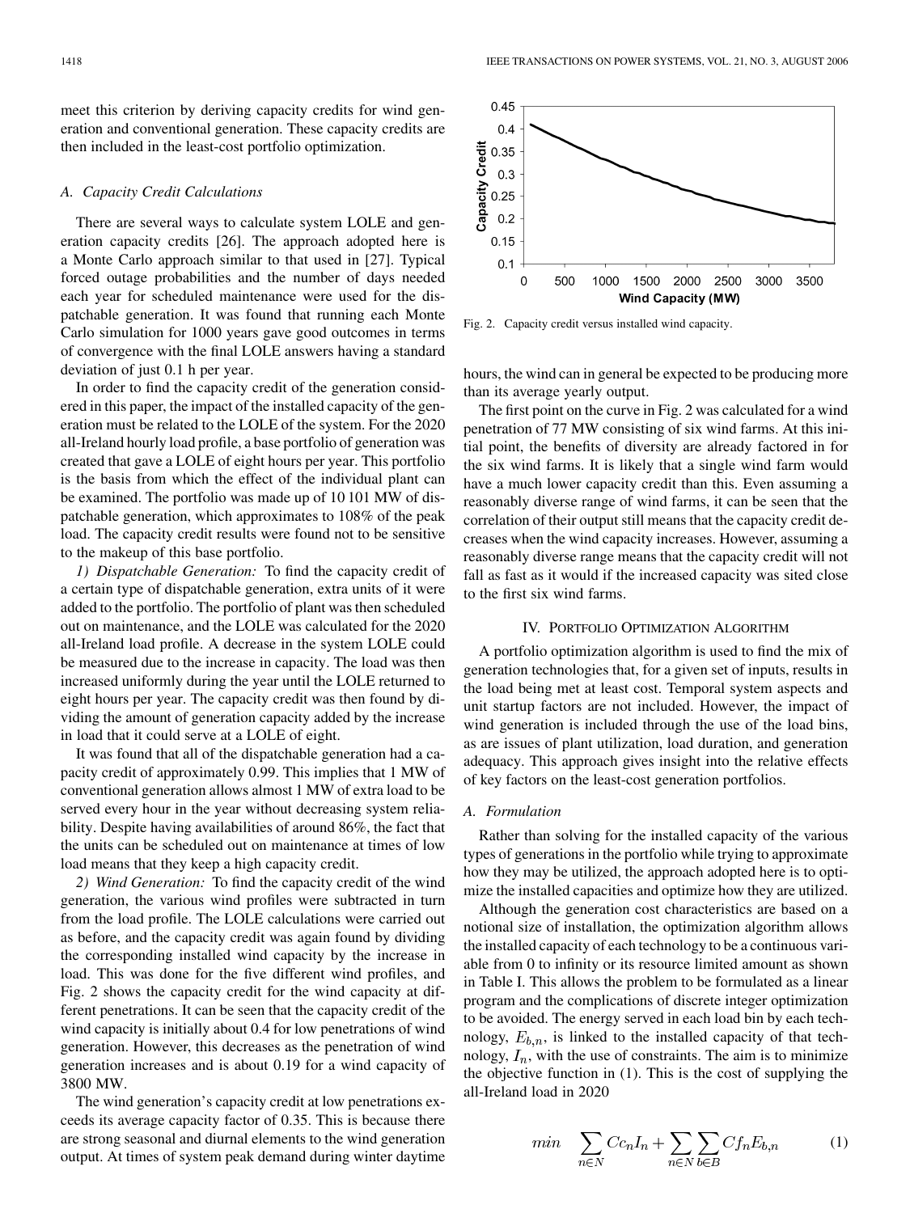meet this criterion by deriving capacity credits for wind generation and conventional generation. These capacity credits are then included in the least-cost portfolio optimization.

### *A. Capacity Credit Calculations*

There are several ways to calculate system LOLE and generation capacity credits [26]. The approach adopted here is a Monte Carlo approach similar to that used in [27]. Typical forced outage probabilities and the number of days needed each year for scheduled maintenance were used for the dispatchable generation. It was found that running each Monte Carlo simulation for 1000 years gave good outcomes in terms of convergence with the final LOLE answers having a standard deviation of just 0.1 h per year.

In order to find the capacity credit of the generation considered in this paper, the impact of the installed capacity of the generation must be related to the LOLE of the system. For the 2020 all-Ireland hourly load profile, a base portfolio of generation was created that gave a LOLE of eight hours per year. This portfolio is the basis from which the effect of the individual plant can be examined. The portfolio was made up of 10 101 MW of dispatchable generation, which approximates to 108% of the peak load. The capacity credit results were found not to be sensitive to the makeup of this base portfolio.

*1) Dispatchable Generation:* To find the capacity credit of a certain type of dispatchable generation, extra units of it were added to the portfolio. The portfolio of plant was then scheduled out on maintenance, and the LOLE was calculated for the 2020 all-Ireland load profile. A decrease in the system LOLE could be measured due to the increase in capacity. The load was then increased uniformly during the year until the LOLE returned to eight hours per year. The capacity credit was then found by dividing the amount of generation capacity added by the increase in load that it could serve at a LOLE of eight.

It was found that all of the dispatchable generation had a capacity credit of approximately 0.99. This implies that 1 MW of conventional generation allows almost 1 MW of extra load to be served every hour in the year without decreasing system reliability. Despite having availabilities of around 86%, the fact that the units can be scheduled out on maintenance at times of low load means that they keep a high capacity credit.

*2) Wind Generation:* To find the capacity credit of the wind generation, the various wind profiles were subtracted in turn from the load profile. The LOLE calculations were carried out as before, and the capacity credit was again found by dividing the corresponding installed wind capacity by the increase in load. This was done for the five different wind profiles, and Fig. 2 shows the capacity credit for the wind capacity at different penetrations. It can be seen that the capacity credit of the wind capacity is initially about 0.4 for low penetrations of wind generation. However, this decreases as the penetration of wind generation increases and is about 0.19 for a wind capacity of 3800 MW.

The wind generation's capacity credit at low penetrations exceeds its average capacity factor of 0.35. This is because there are strong seasonal and diurnal elements to the wind generation output. At times of system peak demand during winter daytime hours, the wind can in general be expected to be producing more than its average yearly output.

Fig. 2. Capacity credit versus installed wind capacity.

The first point on the curve in Fig. 2 was calculated for a wind penetration of 77 MW consisting of six wind farms. At this initial point, the benefits of diversity are already factored in for the six wind farms. It is likely that a single wind farm would have a much lower capacity credit than this. Even assuming a reasonably diverse range of wind farms, it can be seen that the correlation of their output still means that the capacity credit decreases when the wind capacity increases. However, assuming a reasonably diverse range means that the capacity credit will not fall as fast as it would if the increased capacity was sited close to the first six wind farms.

## IV. Portfolio Optimization Algorithm

A portfolio optimization algorithm is used to find the mix of generation technologies that, for a given set of inputs, results in the load being met at least cost. Temporal system aspects and unit startup factors are not included. However, the impact of wind generation is included through the use of the load bins, as are issues of plant utilization, load duration, and generation adequacy. This approach gives insight into the relative effects of key factors on the least-cost generation portfolios.

### *A. Formulation*

Rather than solving for the installed capacity of the various types of generations in the portfolio while trying to approximate how they may be utilized, the approach adopted here is to optimize the installed capacities and optimize how they are utilized.

Although the generation cost characteristics are based on a notional size of installation, the optimization algorithm allows the installed capacity of each technology to be a continuous variable from 0 to infinity or its resource limited amount as shown in Table I. This allows the problem to be formulated as a linear program and the complications of discrete integer optimization to be avoided. The energy served in each load bin by each technology, $E_{b,n}$, is linked to the installed capacity of that technology, $I_n$, with the use of constraints. The aim is to minimize the objective function in (1). This is the cost of supplying the all-Ireland load in 2020

$$min \quad \sum_{n \in N} Cc_n I_n + \sum_{n \in N} \sum_{b \in B} Cf_n E_{b,n} \tag{1}$$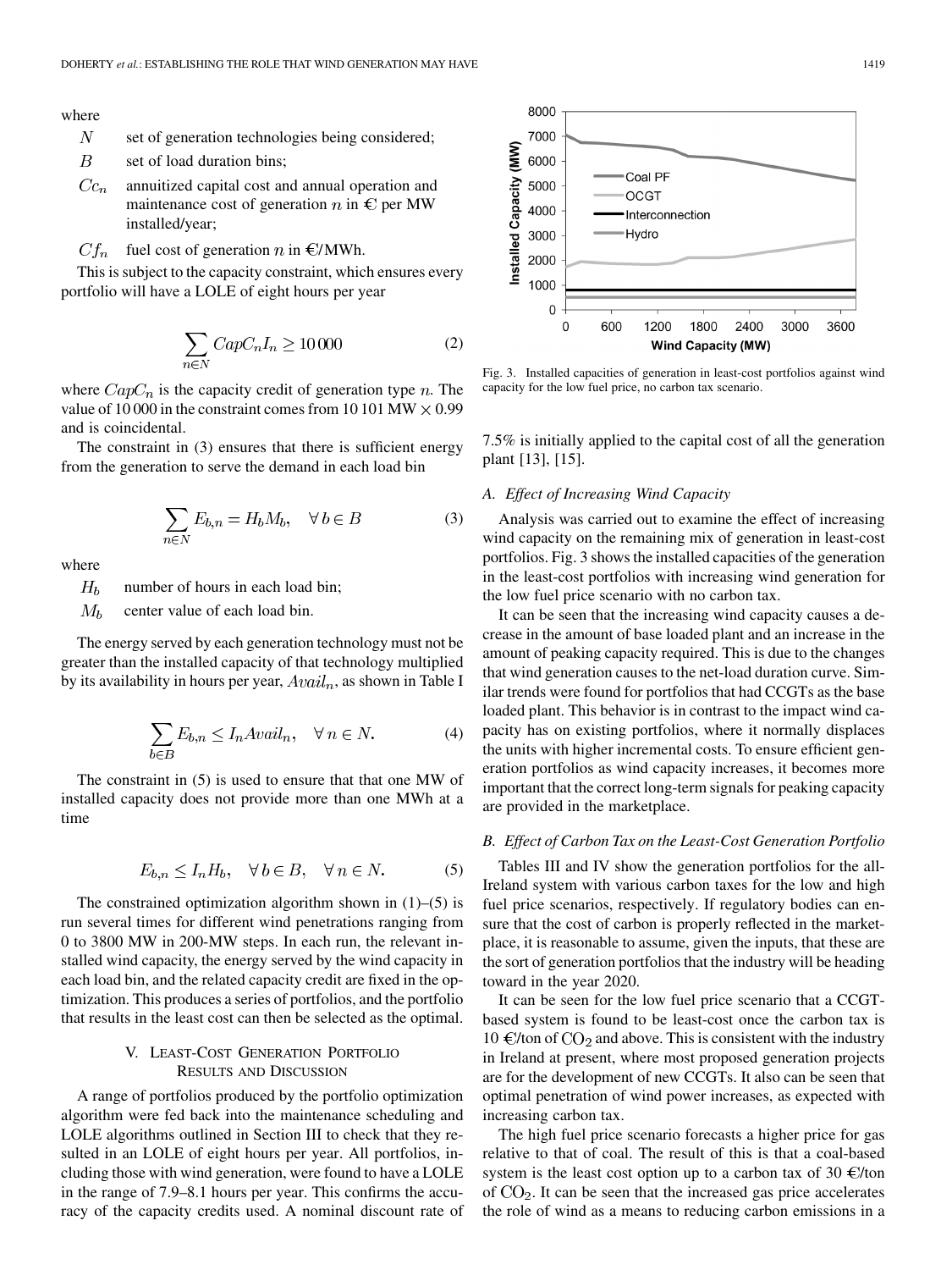where

- $N$ set of generation technologies being considered;
- $B$ set of load duration bins;
- $Cc_n$ annuitized capital cost and annual operation and maintenance cost of generation $n$ in € per MW installed/year;
- $Cf_n$ fuel cost of generation $n$ in €/MWh.

This is subject to the capacity constraint, which ensures every portfolio will have a LOLE of eight hours per year

$$\sum_{n \in N} CapC_n I_n \geq 10\,000 \tag{2}$$

where $CapC_n$ is the capacity credit of generation type $n$. The value of 10 000 in the constraint comes from 10 101 MW × 0.99 and is coincidental.

The constraint in (3) ensures that there is sufficient energy from the generation to serve the demand in each load bin

$$\sum_{n \in N} E_{b,n} = H_b M_b, \quad \forall b \in B \tag{3}$$

where

- $H_b$ number of hours in each load bin;
- $M_b$ center value of each load bin.

The energy served by each generation technology must not be greater than the installed capacity of that technology multiplied by its availability in hours per year, $Avail_n$, as shown in Table I

$$\sum_{b \in B} E_{b,n} \leq I_n Avail_n, \quad \forall n \in N. \tag{4}$$

The constraint in (5) is used to ensure that that one MW of installed capacity does not provide more than one MWh at a time

$$E_{b,n} \leq I_n H_b, \quad \forall b \in B, \quad \forall n \in N. \tag{5}$$

The constrained optimization algorithm shown in (1)–(5) is run several times for different wind penetrations ranging from 0 to 3800 MW in 200-MW steps. In each run, the relevant installed wind capacity, the energy served by the wind capacity in each load bin, and the related capacity credit are fixed in the optimization. This produces a series of portfolios, and the portfolio that results in the least cost can then be selected as the optimal.

## V. Least-Cost Generation Portfolio Results and Discussion

A range of portfolios produced by the portfolio optimization algorithm were fed back into the maintenance scheduling and LOLE algorithms outlined in Section III to check that they resulted in an LOLE of eight hours per year. All portfolios, including those with wind generation, were found to have a LOLE in the range of 7.9–8.1 hours per year. This confirms the accuracy of the capacity credits used. A nominal discount rate of 7.5% is initially applied to the capital cost of all the generation plant [13], [15].

Fig. 3. Installed capacities of generation in least-cost portfolios against wind capacity for the low fuel price, no carbon tax scenario.

### A. Effect of Increasing Wind Capacity

Analysis was carried out to examine the effect of increasing wind capacity on the remaining mix of generation in least-cost portfolios. Fig. 3 shows the installed capacities of the generation in the least-cost portfolios with increasing wind generation for the low fuel price scenario with no carbon tax.

It can be seen that the increasing wind capacity causes a decrease in the amount of base loaded plant and an increase in the amount of peaking capacity required. This is due to the changes that wind generation causes to the net-load duration curve. Similar trends were found for portfolios that had CCGTs as the base loaded plant. This behavior is in contrast to the impact wind capacity has on existing portfolios, where it normally displaces the units with higher incremental costs. To ensure efficient generation portfolios as wind capacity increases, it becomes more important that the correct long-term signals for peaking capacity are provided in the marketplace.

### B. Effect of Carbon Tax on the Least-Cost Generation Portfolio

Tables III and IV show the generation portfolios for the all-Ireland system with various carbon taxes for the low and high fuel price scenarios, respectively. If regulatory bodies can ensure that the cost of carbon is properly reflected in the marketplace, it is reasonable to assume, given the inputs, that these are the sort of generation portfolios that the industry will be heading toward in the year 2020.

It can be seen for the low fuel price scenario that a CCGT-based system is found to be least-cost once the carbon tax is 10 €/ton of $CO_2$ and above. This is consistent with the industry in Ireland at present, where most proposed generation projects are for the development of new CCGTs. It also can be seen that optimal penetration of wind power increases, as expected with increasing carbon tax.

The high fuel price scenario forecasts a higher price for gas relative to that of coal. The result of this is that a coal-based system is the least cost option up to a carbon tax of 30 €/ton of $CO_2$. It can be seen that the increased gas price accelerates the role of wind as a means to reducing carbon emissions in a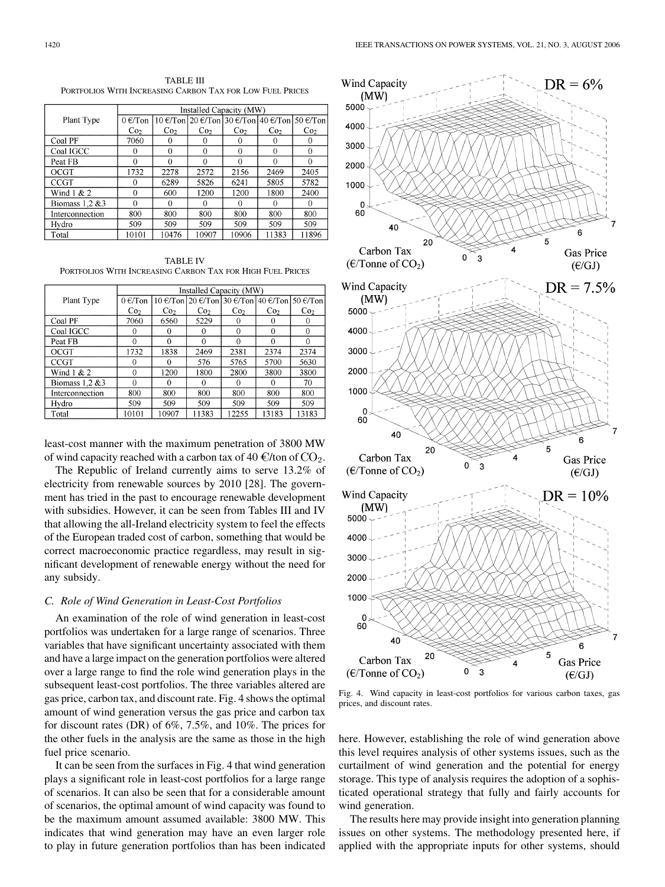TABLE III
PORTFOLIOS WITH INCREASING CARBON TAX FOR LOW FUEL PRICES

| Plant Type | Installed Capacity (MW) | | | | | |
|---|---|---|---|---|---|---|
| | 0 €/Ton $CO_2$ | 10 €/Ton $CO_2$ | 20 €/Ton $CO_2$ | 30 €/Ton $CO_2$ | 40 €/Ton $CO_2$ | 50 €/Ton $CO_2$ |
| Coal PF | 7060 | 0 | 0 | 0 | 0 | 0 |
| Coal IGCC | 0 | 0 | 0 | 0 | 0 | 0 |
| Peat FB | 0 | 0 | 0 | 0 | 0 | 0 |
| OCGT | 1732 | 2278 | 2572 | 2156 | 2469 | 2405 |
| CCGT | 0 | 6289 | 5826 | 6241 | 5805 | 5782 |
| Wind 1 & 2 | 0 | 600 | 1200 | 1200 | 1800 | 2400 |
| Biomass 1,2 &3 | 0 | 0 | 0 | 0 | 0 | 0 |
| Interconnection | 800 | 800 | 800 | 800 | 800 | 800 |
| Hydro | 509 | 509 | 509 | 509 | 509 | 509 |
| Total | 10101 | 10476 | 10907 | 10906 | 11383 | 11896 |

TABLE IV
PORTFOLIOS WITH INCREASING CARBON TAX FOR HIGH FUEL PRICES

| Plant Type | Installed Capacity (MW) | | | | | |
|---|---|---|---|---|---|---|
| | 0 €/Ton $CO_2$ | 10 €/Ton $CO_2$ | 20 €/Ton $CO_2$ | 30 €/Ton $CO_2$ | 40 €/Ton $CO_2$ | 50 €/Ton $CO_2$ |
| Coal PF | 7060 | 6560 | 5229 | 0 | 0 | 0 |
| Coal IGCC | 0 | 0 | 0 | 0 | 0 | 0 |
| Peat FB | 0 | 0 | 0 | 0 | 0 | 0 |
| OCGT | 1732 | 1838 | 2469 | 2381 | 2374 | 2374 |
| CCGT | 0 | 0 | 576 | 5765 | 5700 | 5630 |
| Wind 1 & 2 | 0 | 1200 | 1800 | 2800 | 3800 | 3800 |
| Biomass 1,2 &3 | 0 | 0 | 0 | 0 | 0 | 70 |
| Interconnection | 800 | 800 | 800 | 800 | 800 | 800 |
| Hydro | 509 | 509 | 509 | 509 | 509 | 509 |
| Total | 10101 | 10907 | 11383 | 12255 | 13183 | 13183 |

least-cost manner with the maximum penetration of 3800 MW of wind capacity reached with a carbon tax of 40 €/ton of $CO_2$.

The Republic of Ireland currently aims to serve 13.2% of electricity from renewable sources by 2010 [28]. The government has tried in the past to encourage renewable development with subsidies. However, it can be seen from Tables III and IV that allowing the all-Ireland electricity system to feel the effects of the European traded cost of carbon, something that would be correct macroeconomic practice regardless, may result in significant development of renewable energy without the need for any subsidy.

### *C. Role of Wind Generation in Least-Cost Portfolios*

An examination of the role of wind generation in least-cost portfolios was undertaken for a large range of scenarios. Three variables that have significant uncertainty associated with them and have a large impact on the generation portfolios were altered over a large range to find the role wind generation plays in the subsequent least-cost portfolios. The three variables altered are gas price, carbon tax, and discount rate. Fig. 4 shows the optimal amount of wind generation versus the gas price and carbon tax for discount rates (DR) of 6%, 7.5%, and 10%. The prices for the other fuels in the analysis are the same as those in the high fuel price scenario.

It can be seen from the surfaces in Fig. 4 that wind generation plays a significant role in least-cost portfolios for a large range of scenarios. It can also be seen that for a considerable amount of scenarios, the optimal amount of wind capacity was found to be the maximum amount assumed available: 3800 MW. This indicates that wind generation may have an even larger role to play in future generation portfolios than has been indicated here. However, establishing the role of wind generation above this level requires analysis of other systems issues, such as the curtailment of wind generation and the potential for energy storage. This type of analysis requires the adoption of a sophisticated operational strategy that fully and fairly accounts for wind generation.

Fig. 4. Wind capacity in least-cost portfolios for various carbon taxes, gas prices, and discount rates.

The results here may provide insight into generation planning issues on other systems. The methodology presented here, if applied with the appropriate inputs for other systems, should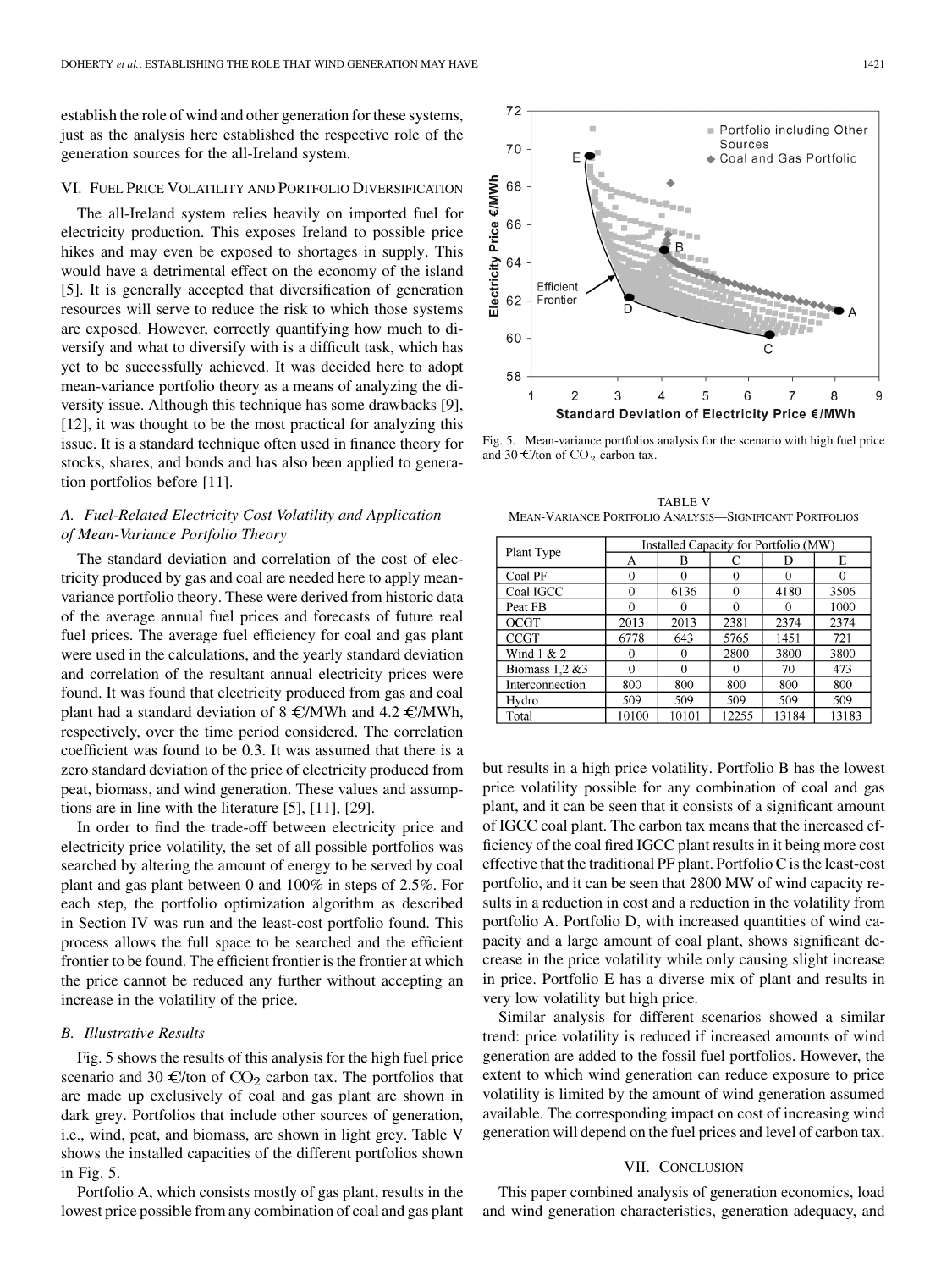establish the role of wind and other generation for these systems, just as the analysis here established the respective role of the generation sources for the all-Ireland system.

## VI. Fuel Price Volatility and Portfolio Diversification

The all-Ireland system relies heavily on imported fuel for electricity production. This exposes Ireland to possible price hikes and may even be exposed to shortages in supply. This would have a detrimental effect on the economy of the island [5]. It is generally accepted that diversification of generation resources will serve to reduce the risk to which those systems are exposed. However, correctly quantifying how much to diversify and what to diversify with is a difficult task, which has yet to be successfully achieved. It was decided here to adopt mean-variance portfolio theory as a means of analyzing the diversity issue. Although this technique has some drawbacks [9], [12], it was thought to be the most practical for analyzing this issue. It is a standard technique often used in finance theory for stocks, shares, and bonds and has also been applied to generation portfolios before [11].

### A. Fuel-Related Electricity Cost Volatility and Application of Mean-Variance Portfolio Theory

The standard deviation and correlation of the cost of electricity produced by gas and coal are needed here to apply mean-variance portfolio theory. These were derived from historic data of the average annual fuel prices and forecasts of future real fuel prices. The average fuel efficiency for coal and gas plant were used in the calculations, and the yearly standard deviation and correlation of the resultant annual electricity prices were found. It was found that electricity produced from gas and coal plant had a standard deviation of 8 €/MWh and 4.2 €/MWh, respectively, over the time period considered. The correlation coefficient was found to be 0.3. It was assumed that there is a zero standard deviation of the price of electricity produced from peat, biomass, and wind generation. These values and assumptions are in line with the literature [5], [11], [29].

In order to find the trade-off between electricity price and electricity price volatility, the set of all possible portfolios was searched by altering the amount of energy to be served by coal plant and gas plant between 0 and 100% in steps of 2.5%. For each step, the portfolio optimization algorithm as described in Section IV was run and the least-cost portfolio found. This process allows the full space to be searched and the efficient frontier to be found. The efficient frontier is the frontier at which the price cannot be reduced any further without accepting an increase in the volatility of the price.

### B. Illustrative Results

Fig. 5 shows the results of this analysis for the high fuel price scenario and 30 €/ton of $CO_2$ carbon tax. The portfolios that are made up exclusively of coal and gas plant are shown in dark grey. Portfolios that include other sources of generation, i.e., wind, peat, and biomass, are shown in light grey. Table V shows the installed capacities of the different portfolios shown in Fig. 5.

Portfolio A, which consists mostly of gas plant, results in the lowest price possible from any combination of coal and gas plant but results in a high price volatility. Portfolio B has the lowest price volatility possible for any combination of coal and gas plant, and it can be seen that it consists of a significant amount of IGCC coal plant. The carbon tax means that the increased efficiency of the coal fired IGCC plant results in it being more cost effective that the traditional PF plant. Portfolio C is the least-cost portfolio, and it can be seen that 2800 MW of wind capacity results in a reduction in cost and a reduction in the volatility from portfolio A. Portfolio D, with increased quantities of wind capacity and a large amount of coal plant, shows significant decrease in the price volatility while only causing slight increase in price. Portfolio E has a diverse mix of plant and results in very low volatility but high price.

Similar analysis for different scenarios showed a similar trend: price volatility is reduced if increased amounts of wind generation are added to the fossil fuel portfolios. However, the extent to which wind generation can reduce exposure to price volatility is limited by the amount of wind generation assumed available. The corresponding impact on cost of increasing wind generation will depend on the fuel prices and level of carbon tax.

Fig. 5. Mean-variance portfolios analysis for the scenario with high fuel price and 30 €/ton of $CO_2$ carbon tax.

TABLE V
MEAN-VARIANCE PORTFOLIO ANALYSIS—SIGNIFICANT PORTFOLIOS

| Plant Type | Installed Capacity for Portfolio (MW) | | | | |
|---|---|---|---|---|---|
| | A | B | C | D | E |
| Coal PF | 0 | 0 | 0 | 0 | 0 |
| Coal IGCC | 0 | 6136 | 0 | 4180 | 3506 |
| Peat FB | 0 | 0 | 0 | 0 | 1000 |
| OCGT | 2013 | 2013 | 2381 | 2374 | 2374 |
| CCGT | 6778 | 643 | 5765 | 1451 | 721 |
| Wind 1 & 2 | 0 | 0 | 2800 | 3800 | 3800 |
| Biomass 1,2 &3 | 0 | 0 | 0 | 70 | 473 |
| Interconnection | 800 | 800 | 800 | 800 | 800 |
| Hydro | 509 | 509 | 509 | 509 | 509 |
| Total | 10100 | 10101 | 12255 | 13184 | 13183 |

## VII. Conclusion

This paper combined analysis of generation economics, load and wind generation characteristics, generation adequacy, and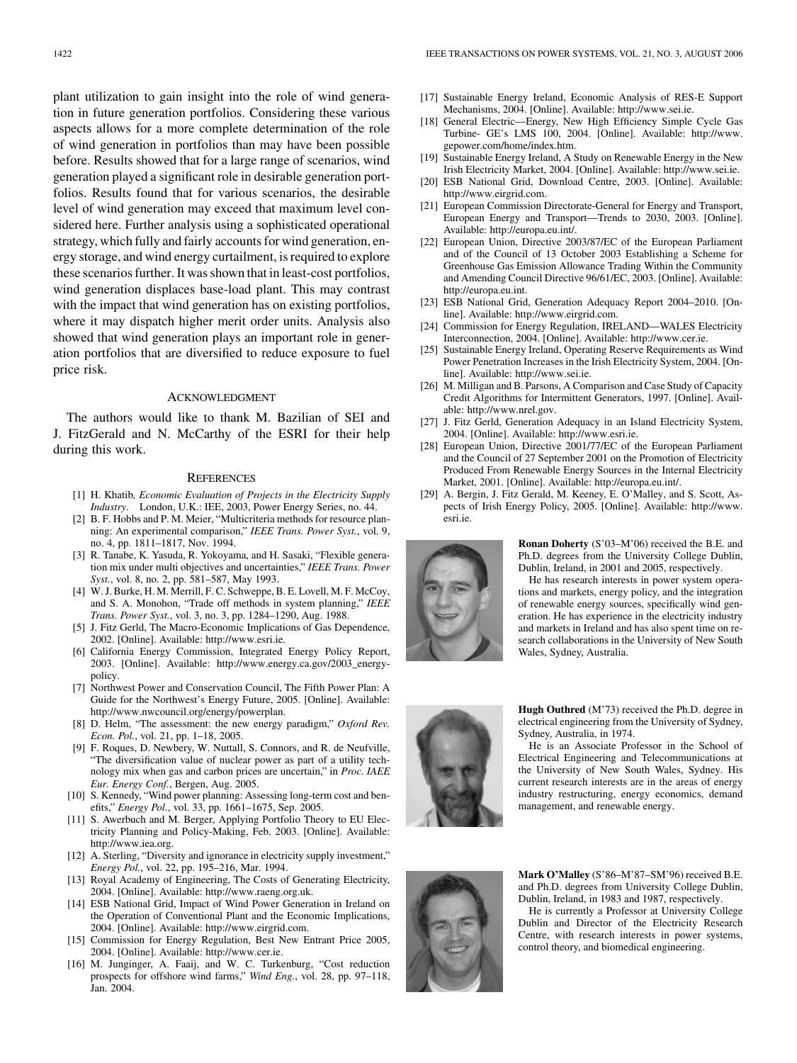plant utilization to gain insight into the role of wind generation in future generation portfolios. Considering these various aspects allows for a more complete determination of the role of wind generation in portfolios than may have been possible before. Results showed that for a large range of scenarios, wind generation played a significant role in desirable generation portfolios. Results found that for various scenarios, the desirable level of wind generation may exceed that maximum level considered here. Further analysis using a sophisticated operational strategy, which fully and fairly accounts for wind generation, energy storage, and wind energy curtailment, is required to explore these scenarios further. It was shown that in least-cost portfolios, wind generation displaces base-load plant. This may contrast with the impact that wind generation has on existing portfolios, where it may dispatch higher merit order units. Analysis also showed that wind generation plays an important role in generation portfolios that are diversified to reduce exposure to fuel price risk.

## Acknowledgment

The authors would like to thank M. Bazilian of SEI and J. FitzGerald and N. McCarthy of the ESRI for their help during this work.

## References

[1] H. Khatib, *Economic Evaluation of Projects in the Electricity Supply Industry*. London, U.K.: IEE, 2003, Power Energy Series, no. 44.

[2] B. F. Hobbs and P. M. Meier, "Multicriteria methods for resource planning: An experimental comparison," *IEEE Trans. Power Syst.*, vol. 9, no. 4, pp. 1811–1817, Nov. 1994.

[3] R. Tanabe, K. Yasuda, R. Yokoyama, and H. Sasaki, "Flexible generation mix under multi objectives and uncertainties," *IEEE Trans. Power Syst.*, vol. 8, no. 2, pp. 581–587, May 1993.

[4] W. J. Burke, H. M. Merrill, F. C. Schweppe, B. E. Lovell, M. F. McCoy, and S. A. Monohon, "Trade off methods in system planning," *IEEE Trans. Power Syst.*, vol. 3, no. 3, pp. 1284–1290, Aug. 1988.

[5] J. Fitz Gerld, The Macro-Economic Implications of Gas Dependence, 2002. [Online]. Available: http://www.esri.ie.

[6] California Energy Commission, Integrated Energy Policy Report, 2003. [Online]. Available: http://www.energy.ca.gov/2003_energypolicy.

[7] Northwest Power and Conservation Council, The Fifth Power Plan: A Guide for the Northwest's Energy Future, 2005. [Online]. Available: http://www.nwcouncil.org/energy/powerplan.

[8] D. Helm, "The assessment: the new energy paradigm," *Oxford Rev. Econ. Pol.*, vol. 21, pp. 1–18, 2005.

[9] F. Roques, D. Newbery, W. Nuttall, S. Connors, and R. de Neufville, "The diversification value of nuclear power as part of a utility technology mix when gas and carbon prices are uncertain," in *Proc. IAEE Eur. Energy Conf.*, Bergen, Aug. 2005.

[10] S. Kennedy, "Wind power planning: Assessing long-term cost and benefits," *Energy Pol.*, vol. 33, pp. 1661–1675, Sep. 2005.

[11] S. Awerbuch and M. Berger, Applying Portfolio Theory to EU Electricity Planning and Policy-Making, Feb. 2003. [Online]. Available: http://www.iea.org.

[12] A. Sterling, "Diversity and ignorance in electricity supply investment," *Energy Pol.*, vol. 22, pp. 195–216, Mar. 1994.

[13] Royal Academy of Engineering, The Costs of Generating Electricity, 2004. [Online]. Available: http://www.raeng.org.uk.

[14] ESB National Grid, Impact of Wind Power Generation in Ireland on the Operation of Conventional Plant and the Economic Implications, 2004. [Online]. Available: http://www.eirgrid.com.

[15] Commission for Energy Regulation, Best New Entrant Price 2005, 2004. [Online]. Available: http://www.cer.ie.

[16] M. Junginger, A. Faaij, and W. C. Turkenburg, "Cost reduction prospects for offshore wind farms," *Wind Eng.*, vol. 28, pp. 97–118, Jan. 2004.

[17] Sustainable Energy Ireland, Economic Analysis of RES-E Support Mechanisms, 2004. [Online]. Available: http://www.sei.ie.

[18] General Electric—Energy, New High Efficiency Simple Cycle Gas Turbine- GE's LMS 100, 2004. [Online]. Available: http://www.gepower.com/home/index.htm.

[19] Sustainable Energy Ireland, A Study on Renewable Energy in the New Irish Electricity Market, 2004. [Online]. Available: http://www.sei.ie.

[20] ESB National Grid, Download Centre, 2003. [Online]. Available: http://www.eirgrid.com.

[21] European Commission Directorate-General for Energy and Transport, European Energy and Transport—Trends to 2030, 2003. [Online]. Available: http://europa.eu.int/.

[22] European Union, Directive 2003/87/EC of the European Parliament and of the Council of 13 October 2003 Establishing a Scheme for Greenhouse Gas Emission Allowance Trading Within the Community and Amending Council Directive 96/61/EC, 2003. [Online]. Available: http://europa.eu.int.

[23] ESB National Grid, Generation Adequacy Report 2004–2010. [Online]. Available: http://www.eirgrid.com.

[24] Commission for Energy Regulation, IRELAND—WALES Electricity Interconnection, 2004. [Online]. Available: http://www.cer.ie.

[25] Sustainable Energy Ireland, Operating Reserve Requirements as Wind Power Penetration Increases in the Irish Electricity System, 2004. [Online]. Available: http://www.sei.ie.

[26] M. Milligan and B. Parsons, A Comparison and Case Study of Capacity Credit Algorithms for Intermittent Generators, 1997. [Online]. Available: http://www.nrel.gov.

[27] J. Fitz Gerld, Generation Adequacy in an Island Electricity System, 2004. [Online]. Available: http://www.esri.ie.

[28] European Union, Directive 2001/77/EC of the European Parliament and the Council of 27 September 2001 on the Promotion of Electricity Produced From Renewable Energy Sources in the Internal Electricity Market, 2001. [Online]. Available: http://europa.eu.int/.

[29] A. Bergin, J. Fitz Gerald, M. Keeney, E. O'Malley, and S. Scott, Aspects of Irish Energy Policy, 2005. [Online]. Available: http://www.esri.ie.

**Ronan Doherty** (S'03–M'06) received the B.E. and Ph.D. degrees from the University College Dublin, Dublin, Ireland, in 2001 and 2005, respectively.

He has research interests in power system operations and markets, energy policy, and the integration of renewable energy sources, specifically wind generation. He has experience in the electricity industry and markets in Ireland and has also spent time on research collaborations in the University of New South Wales, Sydney, Australia.

**Hugh Outhred** (M'73) received the Ph.D. degree in electrical engineering from the University of Sydney, Sydney, Australia, in 1974.

He is an Associate Professor in the School of Electrical Engineering and Telecommunications at the University of New South Wales, Sydney. His current research interests are in the areas of energy industry restructuring, energy economics, demand management, and renewable energy.

**Mark O'Malley** (S'86–M'87–SM'96) received B.E. and Ph.D. degrees from University College Dublin, Dublin, Ireland, in 1983 and 1987, respectively.

He is currently a Professor at University College Dublin and Director of the Electricity Research Centre, with research interests in power systems, control theory, and biomedical engineering.